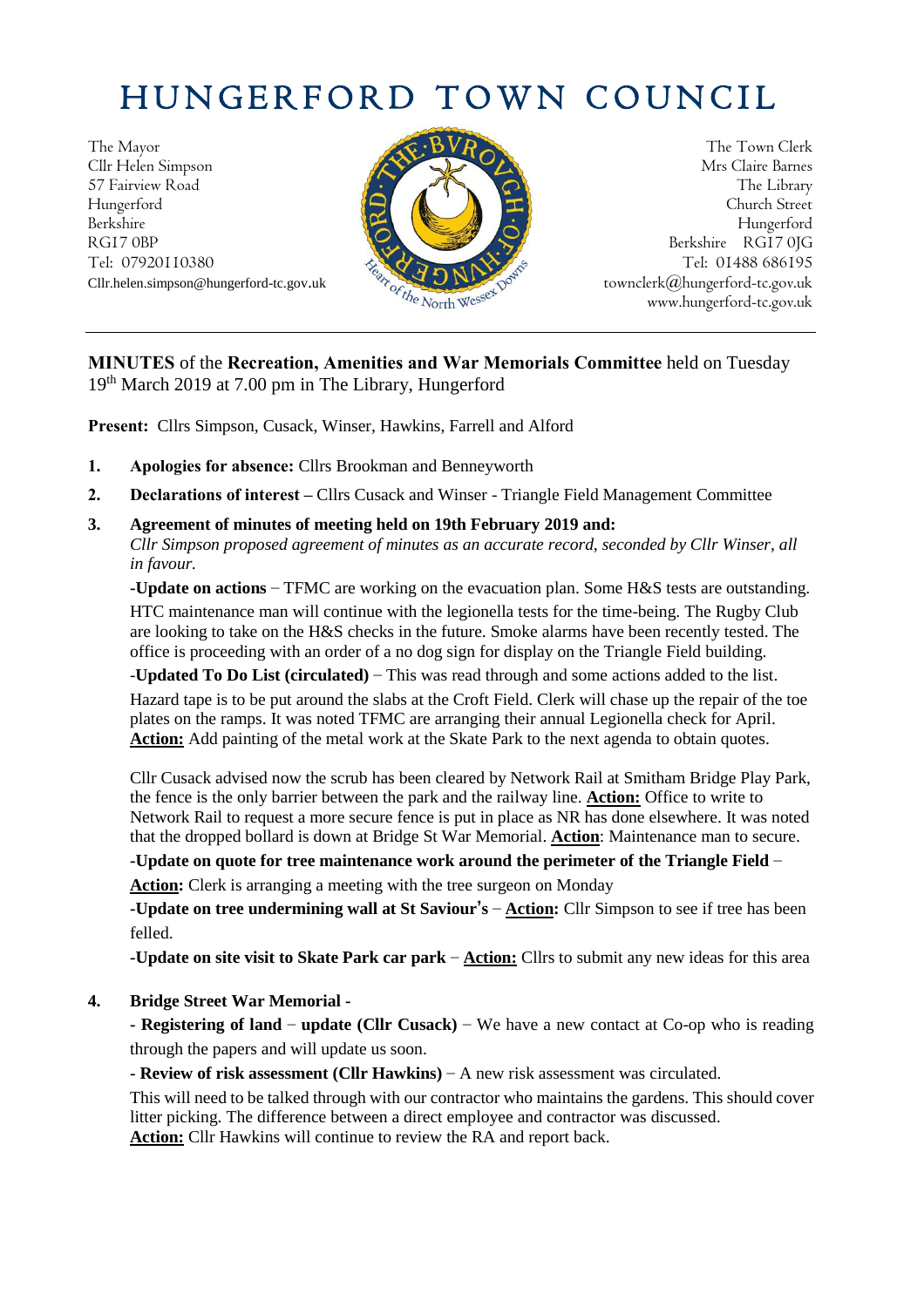# HUNGERFORD TOWN COUNCIL

The Mayor
Cllr Helen Simpson
57 Fairview Road
Hungerford
Berkshire
RG17 0BP
Tel: 07920110380
Cllr.helen.simpson@hungerford-tc.gov.uk

The Town Clerk
Mrs Claire Barnes
The Library
Church Street
Hungerford
Berkshire RG17 0JG
Tel: 01488 686195
townclerk@hungerford-tc.gov.uk
www.hungerford-tc.gov.uk

---

**MINUTES** of the **Recreation, Amenities and War Memorials Committee** held on Tuesday 19th March 2019 at 7.00 pm in The Library, Hungerford

**Present:** Cllrs Simpson, Cusack, Winser, Hawkins, Farrell and Alford

1. **Apologies for absence:** Cllrs Brookman and Benneyworth

2. **Declarations of interest –** Cllrs Cusack and Winser - Triangle Field Management Committee

3. **Agreement of minutes of meeting held on 19th February 2019 and:**
   *Cllr Simpson proposed agreement of minutes as an accurate record, seconded by Cllr Winser, all in favour.*

   **-Update on actions** – TFMC are working on the evacuation plan. Some H&S tests are outstanding. HTC maintenance man will continue with the legionella tests for the time-being. The Rugby Club are looking to take on the H&S checks in the future. Smoke alarms have been recently tested. The office is proceeding with an order of a no dog sign for display on the Triangle Field building.

   -**Updated To Do List (circulated)** – This was read through and some actions added to the list.
   Hazard tape is to be put around the slabs at the Croft Field. Clerk will chase up the repair of the toe plates on the ramps. It was noted TFMC are arranging their annual Legionella check for April.
   **Action:** Add painting of the metal work at the Skate Park to the next agenda to obtain quotes.

   Cllr Cusack advised now the scrub has been cleared by Network Rail at Smitham Bridge Play Park, the fence is the only barrier between the park and the railway line. **Action:** Office to write to Network Rail to request a more secure fence is put in place as NR has done elsewhere. It was noted that the dropped bollard is down at Bridge St War Memorial. **Action**: Maintenance man to secure.

   **-Update on quote for tree maintenance work around the perimeter of the Triangle Field** –
   **Action:** Clerk is arranging a meeting with the tree surgeon on Monday

   **-Update on tree undermining wall at St Saviour's** – **Action:** Cllr Simpson to see if tree has been felled.

   **-Update on site visit to Skate Park car park** – **Action:** Cllrs to submit any new ideas for this area

4. **Bridge Street War Memorial -**

   - **Registering of land** – **update (Cllr Cusack)** – We have a new contact at Co-op who is reading through the papers and will update us soon.

   - **Review of risk assessment (Cllr Hawkins)** – A new risk assessment was circulated.
   This will need to be talked through with our contractor who maintains the gardens. This should cover litter picking. The difference between a direct employee and contractor was discussed.
   **Action:** Cllr Hawkins will continue to review the RA and report back.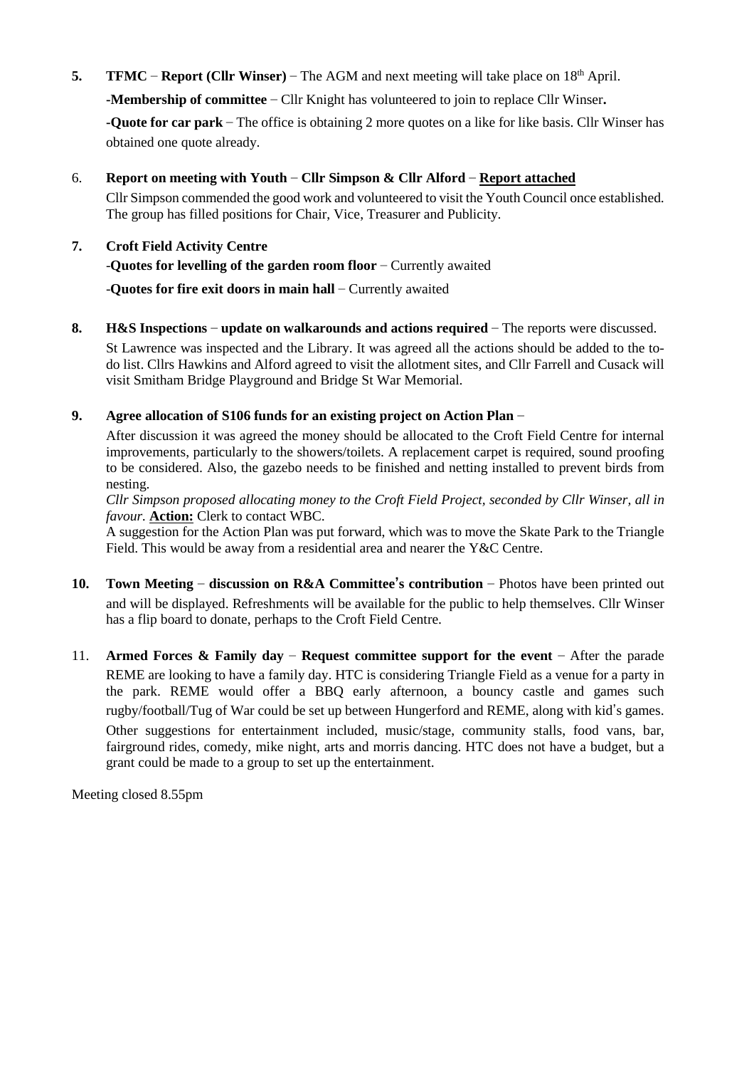**5. TFMC – Report (Cllr Winser)** – The AGM and next meeting will take place on 18th April.

**-Membership of committee** – Cllr Knight has volunteered to join to replace Cllr Winser**.**

**-Quote for car park** – The office is obtaining 2 more quotes on a like for like basis. Cllr Winser has obtained one quote already.

6. **Report on meeting with Youth – Cllr Simpson & Cllr Alford – <u>Report attached</u>**

Cllr Simpson commended the good work and volunteered to visit the Youth Council once established. The group has filled positions for Chair, Vice, Treasurer and Publicity.

**7. Croft Field Activity Centre**

-**Quotes for levelling of the garden room floor** – Currently awaited

-**Quotes for fire exit doors in main hall** – Currently awaited

**8. H&S Inspections – update on walkarounds and actions required** – The reports were discussed.

St Lawrence was inspected and the Library. It was agreed all the actions should be added to the to-do list. Cllrs Hawkins and Alford agreed to visit the allotment sites, and Cllr Farrell and Cusack will visit Smitham Bridge Playground and Bridge St War Memorial.

**9. Agree allocation of S106 funds for an existing project on Action Plan** –

After discussion it was agreed the money should be allocated to the Croft Field Centre for internal improvements, particularly to the showers/toilets. A replacement carpet is required, sound proofing to be considered. Also, the gazebo needs to be finished and netting installed to prevent birds from nesting.

*Cllr Simpson proposed allocating money to the Croft Field Project, seconded by Cllr Winser, all in favour.* **<u>Action:</u>** Clerk to contact WBC.

A suggestion for the Action Plan was put forward, which was to move the Skate Park to the Triangle Field. This would be away from a residential area and nearer the Y&C Centre.

**10. Town Meeting – discussion on R&A Committee's contribution** – Photos have been printed out and will be displayed. Refreshments will be available for the public to help themselves. Cllr Winser has a flip board to donate, perhaps to the Croft Field Centre.

11. **Armed Forces & Family day – Request committee support for the event** – After the parade REME are looking to have a family day. HTC is considering Triangle Field as a venue for a party in the park. REME would offer a BBQ early afternoon, a bouncy castle and games such rugby/football/Tug of War could be set up between Hungerford and REME, along with kid's games.

Other suggestions for entertainment included, music/stage, community stalls, food vans, bar, fairground rides, comedy, mike night, arts and morris dancing. HTC does not have a budget, but a grant could be made to a group to set up the entertainment.

Meeting closed 8.55pm